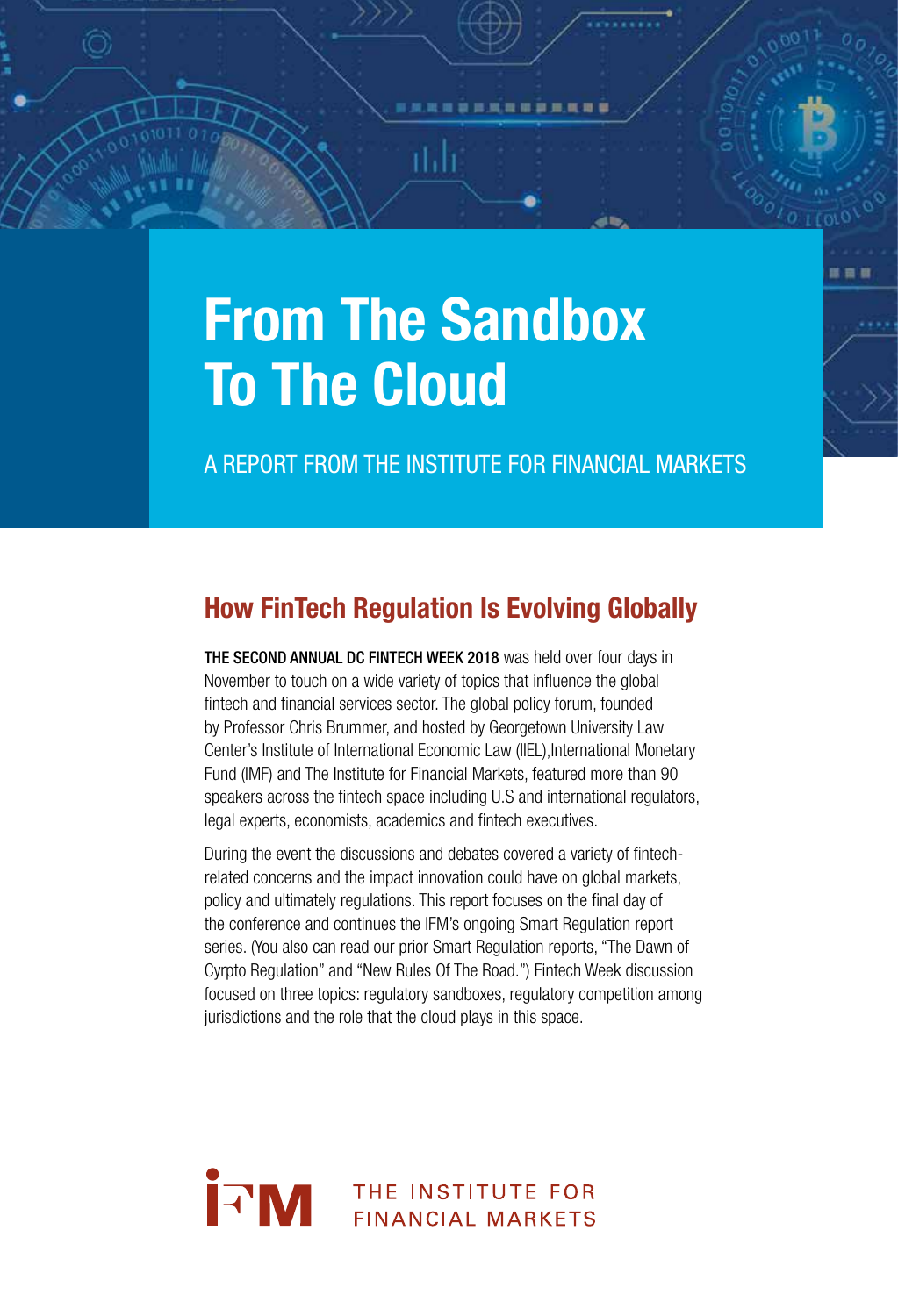# From The Sandbox To The Cloud

A REPORT FROM THE INSTITUTE FOR FINANCIAL MARKETS

## How FinTech Regulation Is Evolving Globally

**THE SECOND ANNUAL DC FINTECH WEEK 2018** was held over four days in November to touch on a wide variety of topics that influence the global fintech and financial services sector. The global policy forum, founded by Professor Chris Brummer, and hosted by Georgetown University Law Center's Institute of International Economic Law (IIEL),International Monetary Fund (IMF) and The Institute for Financial Markets, featured more than 90 speakers across the fintech space including U.S and international regulators, legal experts, economists, academics and fintech executives.

During the event the discussions and debates covered a variety of fintech-related concerns and the impact innovation could have on global markets, policy and ultimately regulations. This report focuses on the final day of the conference and continues the IFM's ongoing Smart Regulation report series. (You also can read our prior Smart Regulation reports, "The Dawn of Cyrpto Regulation" and "New Rules Of The Road.") Fintech Week discussion focused on three topics: regulatory sandboxes, regulatory competition among jurisdictions and the role that the cloud plays in this space.

IFM THE INSTITUTE FOR FINANCIAL MARKETS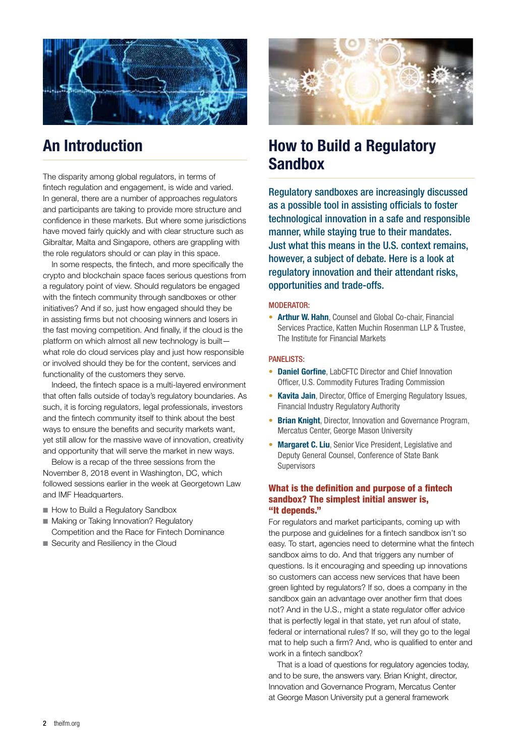## An Introduction

The disparity among global regulators, in terms of fintech regulation and engagement, is wide and varied. In general, there are a number of approaches regulators and participants are taking to provide more structure and confidence in these markets. But where some jurisdictions have moved fairly quickly and with clear structure such as Gibraltar, Malta and Singapore, others are grappling with the role regulators should or can play in this space.

In some respects, the fintech, and more specifically the crypto and blockchain space faces serious questions from a regulatory point of view. Should regulators be engaged with the fintech community through sandboxes or other initiatives? And if so, just how engaged should they be in assisting firms but not choosing winners and losers in the fast moving competition. And finally, if the cloud is the platform on which almost all new technology is built—what role do cloud services play and just how responsible or involved should they be for the content, services and functionality of the customers they serve.

Indeed, the fintech space is a multi-layered environment that often falls outside of today's regulatory boundaries. As such, it is forcing regulators, legal professionals, investors and the fintech community itself to think about the best ways to ensure the benefits and security markets want, yet still allow for the massive wave of innovation, creativity and opportunity that will serve the market in new ways.

Below is a recap of the three sessions from the November 8, 2018 event in Washington, DC, which followed sessions earlier in the week at Georgetown Law and IMF Headquarters.

- How to Build a Regulatory Sandbox
- Making or Taking Innovation? Regulatory Competition and the Race for Fintech Dominance
- Security and Resiliency in the Cloud

## How to Build a Regulatory Sandbox

**Regulatory sandboxes are increasingly discussed as a possible tool in assisting officials to foster technological innovation in a safe and responsible manner, while staying true to their mandates. Just what this means in the U.S. context remains, however, a subject of debate. Here is a look at regulatory innovation and their attendant risks, opportunities and trade-offs.**

MODERATOR:

- **Arthur W. Hahn**, Counsel and Global Co-chair, Financial Services Practice, Katten Muchin Rosenman LLP & Trustee, The Institute for Financial Markets

PANELISTS:

- **Daniel Gorfine**, LabCFTC Director and Chief Innovation Officer, U.S. Commodity Futures Trading Commission
- **Kavita Jain**, Director, Office of Emerging Regulatory Issues, Financial Industry Regulatory Authority
- **Brian Knight**, Director, Innovation and Governance Program, Mercatus Center, George Mason University
- **Margaret C. Liu**, Senior Vice President, Legislative and Deputy General Counsel, Conference of State Bank Supervisors

### What is the definition and purpose of a fintech sandbox? The simplest initial answer is, "It depends."

For regulators and market participants, coming up with the purpose and guidelines for a fintech sandbox isn't so easy. To start, agencies need to determine what the fintech sandbox aims to do. And that triggers any number of questions. Is it encouraging and speeding up innovations so customers can access new services that have been green lighted by regulators? If so, does a company in the sandbox gain an advantage over another firm that does not? And in the U.S., might a state regulator offer advice that is perfectly legal in that state, yet run afoul of state, federal or international rules? If so, will they go to the legal mat to help such a firm? And, who is qualified to enter and work in a fintech sandbox?

That is a load of questions for regulatory agencies today, and to be sure, the answers vary. Brian Knight, director, Innovation and Governance Program, Mercatus Center at George Mason University put a general framework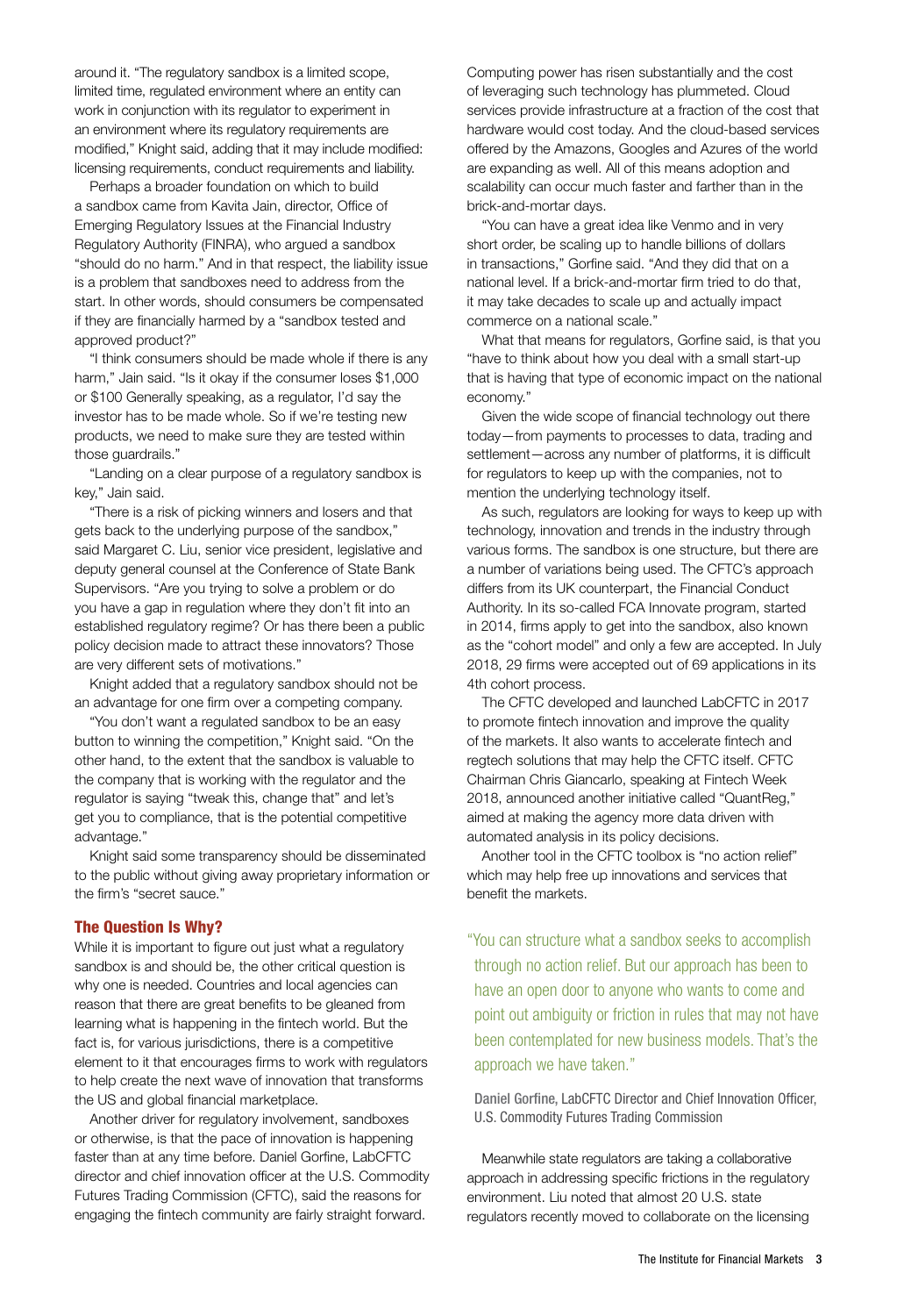around it. "The regulatory sandbox is a limited scope, limited time, regulated environment where an entity can work in conjunction with its regulator to experiment in an environment where its regulatory requirements are modified," Knight said, adding that it may include modified: licensing requirements, conduct requirements and liability.

Perhaps a broader foundation on which to build a sandbox came from Kavita Jain, director, Office of Emerging Regulatory Issues at the Financial Industry Regulatory Authority (FINRA), who argued a sandbox "should do no harm." And in that respect, the liability issue is a problem that sandboxes need to address from the start. In other words, should consumers be compensated if they are financially harmed by a "sandbox tested and approved product?"

"I think consumers should be made whole if there is any harm," Jain said. "Is it okay if the consumer loses $1,000 or $100 Generally speaking, as a regulator, I'd say the investor has to be made whole. So if we're testing new products, we need to make sure they are tested within those guardrails."

"Landing on a clear purpose of a regulatory sandbox is key," Jain said.

"There is a risk of picking winners and losers and that gets back to the underlying purpose of the sandbox," said Margaret C. Liu, senior vice president, legislative and deputy general counsel at the Conference of State Bank Supervisors. "Are you trying to solve a problem or do you have a gap in regulation where they don't fit into an established regulatory regime? Or has there been a public policy decision made to attract these innovators? Those are very different sets of motivations."

Knight added that a regulatory sandbox should not be an advantage for one firm over a competing company.

"You don't want a regulated sandbox to be an easy button to winning the competition," Knight said. "On the other hand, to the extent that the sandbox is valuable to the company that is working with the regulator and the regulator is saying "tweak this, change that" and let's get you to compliance, that is the potential competitive advantage."

Knight said some transparency should be disseminated to the public without giving away proprietary information or the firm's "secret sauce."

## The Question Is Why?

While it is important to figure out just what a regulatory sandbox is and should be, the other critical question is why one is needed. Countries and local agencies can reason that there are great benefits to be gleaned from learning what is happening in the fintech world. But the fact is, for various jurisdictions, there is a competitive element to it that encourages firms to work with regulators to help create the next wave of innovation that transforms the US and global financial marketplace.

Another driver for regulatory involvement, sandboxes or otherwise, is that the pace of innovation is happening faster than at any time before. Daniel Gorfine, LabCFTC director and chief innovation officer at the U.S. Commodity Futures Trading Commission (CFTC), said the reasons for engaging the fintech community are fairly straight forward. Computing power has risen substantially and the cost of leveraging such technology has plummeted. Cloud services provide infrastructure at a fraction of the cost that hardware would cost today. And the cloud-based services offered by the Amazons, Googles and Azures of the world are expanding as well. All of this means adoption and scalability can occur much faster and farther than in the brick-and-mortar days.

"You can have a great idea like Venmo and in very short order, be scaling up to handle billions of dollars in transactions," Gorfine said. "And they did that on a national level. If a brick-and-mortar firm tried to do that, it may take decades to scale up and actually impact commerce on a national scale."

What that means for regulators, Gorfine said, is that you "have to think about how you deal with a small start-up that is having that type of economic impact on the national economy."

Given the wide scope of financial technology out there today—from payments to processes to data, trading and settlement—across any number of platforms, it is difficult for regulators to keep up with the companies, not to mention the underlying technology itself.

As such, regulators are looking for ways to keep up with technology, innovation and trends in the industry through various forms. The sandbox is one structure, but there are a number of variations being used. The CFTC's approach differs from its UK counterpart, the Financial Conduct Authority. In its so-called FCA Innovate program, started in 2014, firms apply to get into the sandbox, also known as the "cohort model" and only a few are accepted. In July 2018, 29 firms were accepted out of 69 applications in its 4th cohort process.

The CFTC developed and launched LabCFTC in 2017 to promote fintech innovation and improve the quality of the markets. It also wants to accelerate fintech and regtech solutions that may help the CFTC itself. CFTC Chairman Chris Giancarlo, speaking at Fintech Week 2018, announced another initiative called "QuantReg," aimed at making the agency more data driven with automated analysis in its policy decisions.

Another tool in the CFTC toolbox is "no action relief" which may help free up innovations and services that benefit the markets.

> "You can structure what a sandbox seeks to accomplish through no action relief. But our approach has been to have an open door to anyone who wants to come and point out ambiguity or friction in rules that may not have been contemplated for new business models. That's the approach we have taken."
>
> Daniel Gorfine, LabCFTC Director and Chief Innovation Officer, U.S. Commodity Futures Trading Commission

Meanwhile state regulators are taking a collaborative approach in addressing specific frictions in the regulatory environment. Liu noted that almost 20 U.S. state regulators recently moved to collaborate on the licensing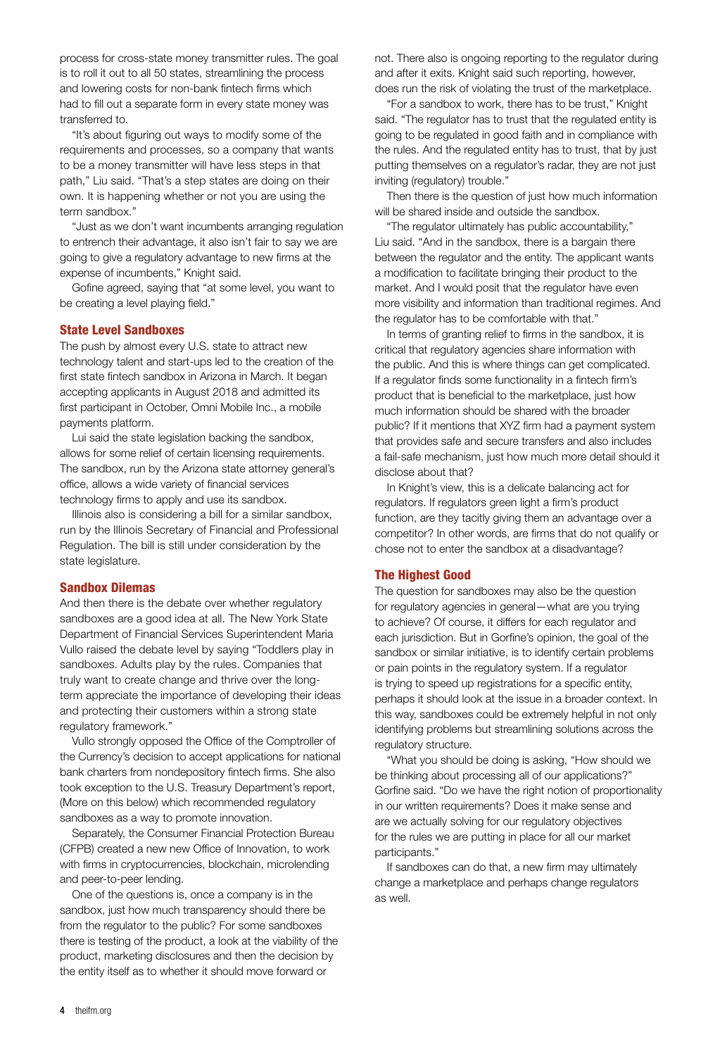process for cross-state money transmitter rules. The goal is to roll it out to all 50 states, streamlining the process and lowering costs for non-bank fintech firms which had to fill out a separate form in every state money was transferred to.

"It's about figuring out ways to modify some of the requirements and processes, so a company that wants to be a money transmitter will have less steps in that path," Liu said. "That's a step states are doing on their own. It is happening whether or not you are using the term sandbox."

"Just as we don't want incumbents arranging regulation to entrench their advantage, it also isn't fair to say we are going to give a regulatory advantage to new firms at the expense of incumbents," Knight said.

Gofine agreed, saying that "at some level, you want to be creating a level playing field."

## State Level Sandboxes

The push by almost every U.S. state to attract new technology talent and start-ups led to the creation of the first state fintech sandbox in Arizona in March. It began accepting applicants in August 2018 and admitted its first participant in October, Omni Mobile Inc., a mobile payments platform.

Lui said the state legislation backing the sandbox, allows for some relief of certain licensing requirements. The sandbox, run by the Arizona state attorney general's office, allows a wide variety of financial services technology firms to apply and use its sandbox.

Illinois also is considering a bill for a similar sandbox, run by the Illinois Secretary of Financial and Professional Regulation. The bill is still under consideration by the state legislature.

## Sandbox Dilemas

And then there is the debate over whether regulatory sandboxes are a good idea at all. The New York State Department of Financial Services Superintendent Maria Vullo raised the debate level by saying "Toddlers play in sandboxes. Adults play by the rules. Companies that truly want to create change and thrive over the long-term appreciate the importance of developing their ideas and protecting their customers within a strong state regulatory framework."

Vullo strongly opposed the Office of the Comptroller of the Currency's decision to accept applications for national bank charters from nondepository fintech firms. She also took exception to the U.S. Treasury Department's report, (More on this below) which recommended regulatory sandboxes as a way to promote innovation.

Separately, the Consumer Financial Protection Bureau (CFPB) created a new new Office of Innovation, to work with firms in cryptocurrencies, blockchain, microlending and peer-to-peer lending.

One of the questions is, once a company is in the sandbox, just how much transparency should there be from the regulator to the public? For some sandboxes there is testing of the product, a look at the viability of the product, marketing disclosures and then the decision by the entity itself as to whether it should move forward or not. There also is ongoing reporting to the regulator during and after it exits. Knight said such reporting, however, does run the risk of violating the trust of the marketplace.

"For a sandbox to work, there has to be trust," Knight said. "The regulator has to trust that the regulated entity is going to be regulated in good faith and in compliance with the rules. And the regulated entity has to trust, that by just putting themselves on a regulator's radar, they are not just inviting (regulatory) trouble."

Then there is the question of just how much information will be shared inside and outside the sandbox.

"The regulator ultimately has public accountability," Liu said. "And in the sandbox, there is a bargain there between the regulator and the entity. The applicant wants a modification to facilitate bringing their product to the market. And I would posit that the regulator have even more visibility and information than traditional regimes. And the regulator has to be comfortable with that."

In terms of granting relief to firms in the sandbox, it is critical that regulatory agencies share information with the public. And this is where things can get complicated. If a regulator finds some functionality in a fintech firm's product that is beneficial to the marketplace, just how much information should be shared with the broader public? If it mentions that XYZ firm had a payment system that provides safe and secure transfers and also includes a fail-safe mechanism, just how much more detail should it disclose about that?

In Knight's view, this is a delicate balancing act for regulators. If regulators green light a firm's product function, are they tacitly giving them an advantage over a competitor? In other words, are firms that do not qualify or chose not to enter the sandbox at a disadvantage?

## The Highest Good

The question for sandboxes may also be the question for regulatory agencies in general—what are you trying to achieve? Of course, it differs for each regulator and each jurisdiction. But in Gorfine's opinion, the goal of the sandbox or similar initiative, is to identify certain problems or pain points in the regulatory system. If a regulator is trying to speed up registrations for a specific entity, perhaps it should look at the issue in a broader context. In this way, sandboxes could be extremely helpful in not only identifying problems but streamlining solutions across the regulatory structure.

"What you should be doing is asking, "How should we be thinking about processing all of our applications?" Gorfine said. "Do we have the right notion of proportionality in our written requirements? Does it make sense and are we actually solving for our regulatory objectives for the rules we are putting in place for all our market participants."

If sandboxes can do that, a new firm may ultimately change a marketplace and perhaps change regulators as well.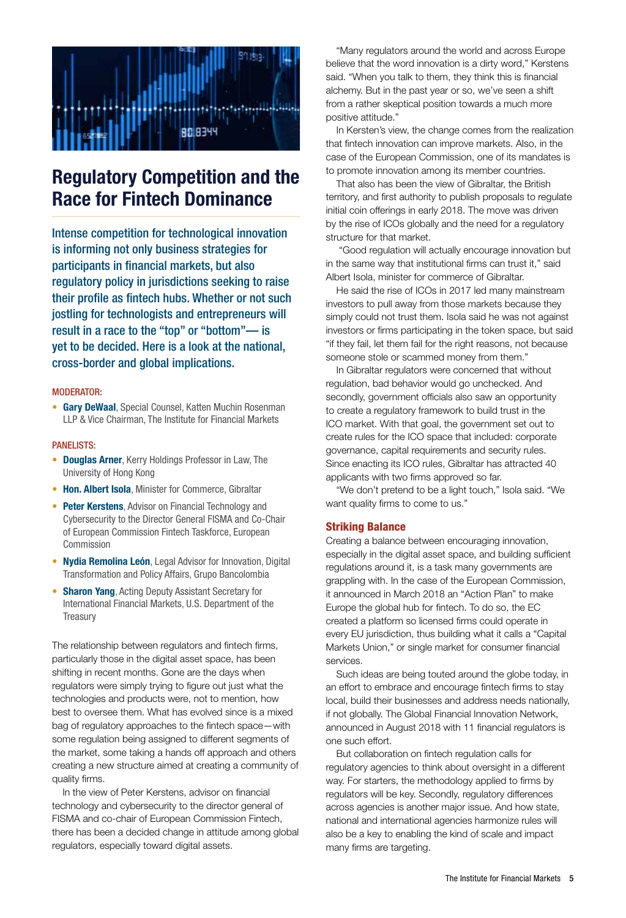# Regulatory Competition and the Race for Fintech Dominance

Intense competition for technological innovation is informing not only business strategies for participants in financial markets, but also regulatory policy in jurisdictions seeking to raise their profile as fintech hubs. Whether or not such jostling for technologists and entrepreneurs will result in a race to the "top" or "bottom"— is yet to be decided. Here is a look at the national, cross-border and global implications.

**MODERATOR:**

- **Gary DeWaal**, Special Counsel, Katten Muchin Rosenman LLP & Vice Chairman, The Institute for Financial Markets

**PANELISTS:**

- **Douglas Arner**, Kerry Holdings Professor in Law, The University of Hong Kong
- **Hon. Albert Isola**, Minister for Commerce, Gibraltar
- **Peter Kerstens**, Advisor on Financial Technology and Cybersecurity to the Director General FISMA and Co-Chair of European Commission Fintech Taskforce, European Commission
- **Nydia Remolina León**, Legal Advisor for Innovation, Digital Transformation and Policy Affairs, Grupo Bancolombia
- **Sharon Yang**, Acting Deputy Assistant Secretary for International Financial Markets, U.S. Department of the Treasury

The relationship between regulators and fintech firms, particularly those in the digital asset space, has been shifting in recent months. Gone are the days when regulators were simply trying to figure out just what the technologies and products were, not to mention, how best to oversee them. What has evolved since is a mixed bag of regulatory approaches to the fintech space—with some regulation being assigned to different segments of the market, some taking a hands off approach and others creating a new structure aimed at creating a community of quality firms.

In the view of Peter Kerstens, advisor on financial technology and cybersecurity to the director general of FISMA and co-chair of European Commission Fintech, there has been a decided change in attitude among global regulators, especially toward digital assets.

"Many regulators around the world and across Europe believe that the word innovation is a dirty word," Kerstens said. "When you talk to them, they think this is financial alchemy. But in the past year or so, we've seen a shift from a rather skeptical position towards a much more positive attitude."

In Kersten's view, the change comes from the realization that fintech innovation can improve markets. Also, in the case of the European Commission, one of its mandates is to promote innovation among its member countries.

That also has been the view of Gibraltar, the British territory, and first authority to publish proposals to regulate initial coin offerings in early 2018. The move was driven by the rise of ICOs globally and the need for a regulatory structure for that market.

"Good regulation will actually encourage innovation but in the same way that institutional firms can trust it," said Albert Isola, minister for commerce of Gibraltar.

He said the rise of ICOs in 2017 led many mainstream investors to pull away from those markets because they simply could not trust them. Isola said he was not against investors or firms participating in the token space, but said "if they fail, let them fail for the right reasons, not because someone stole or scammed money from them."

In Gibraltar regulators were concerned that without regulation, bad behavior would go unchecked. And secondly, government officials also saw an opportunity to create a regulatory framework to build trust in the ICO market. With that goal, the government set out to create rules for the ICO space that included: corporate governance, capital requirements and security rules. Since enacting its ICO rules, Gibraltar has attracted 40 applicants with two firms approved so far.

"We don't pretend to be a light touch," Isola said. "We want quality firms to come to us."

## Striking Balance

Creating a balance between encouraging innovation, especially in the digital asset space, and building sufficient regulations around it, is a task many governments are grappling with. In the case of the European Commission, it announced in March 2018 an "Action Plan" to make Europe the global hub for fintech. To do so, the EC created a platform so licensed firms could operate in every EU jurisdiction, thus building what it calls a "Capital Markets Union," or single market for consumer financial services.

Such ideas are being touted around the globe today, in an effort to embrace and encourage fintech firms to stay local, build their businesses and address needs nationally, if not globally. The Global Financial Innovation Network, announced in August 2018 with 11 financial regulators is one such effort.

But collaboration on fintech regulation calls for regulatory agencies to think about oversight in a different way. For starters, the methodology applied to firms by regulators will be key. Secondly, regulatory differences across agencies is another major issue. And how state, national and international agencies harmonize rules will also be a key to enabling the kind of scale and impact many firms are targeting.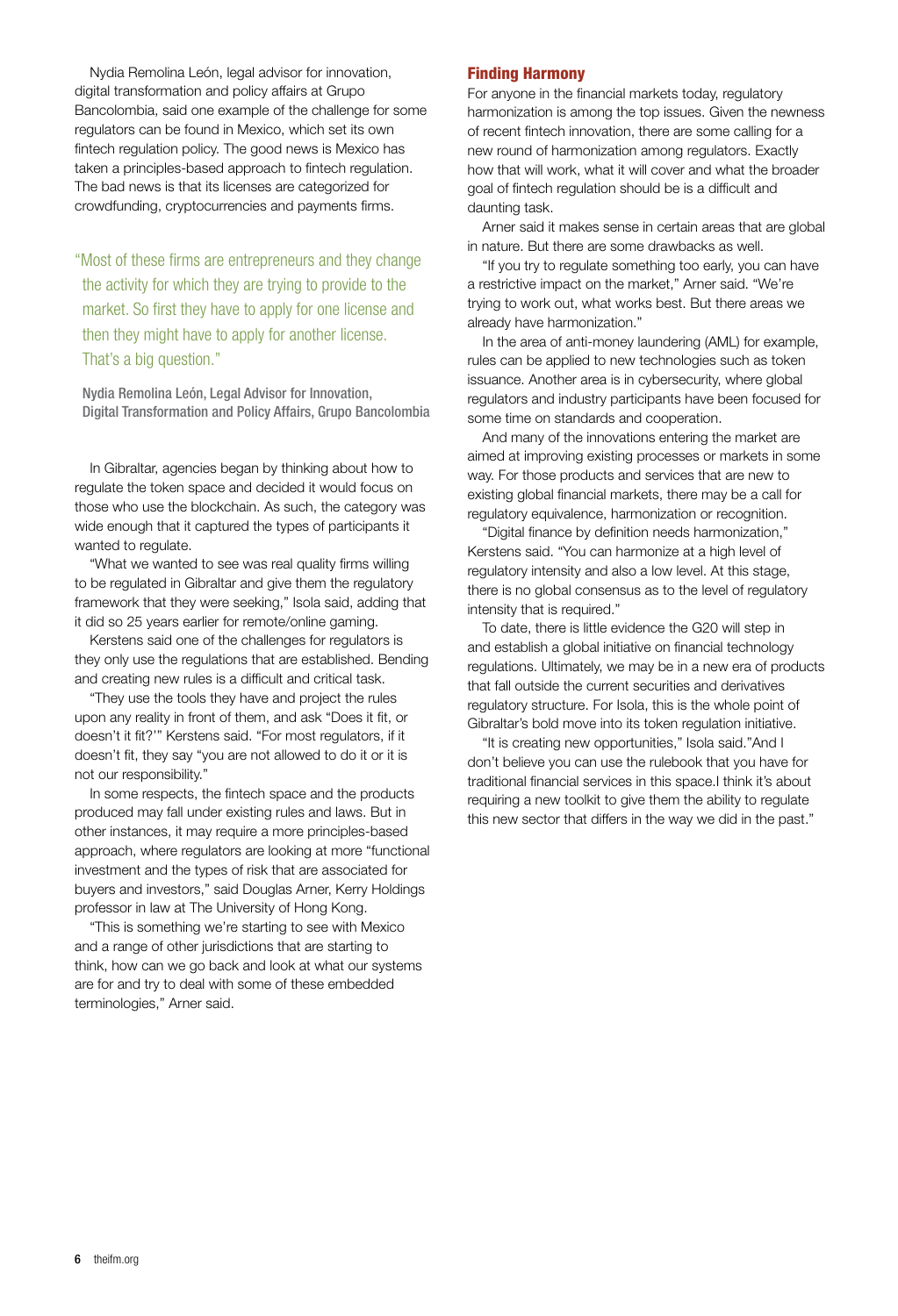Nydia Remolina León, legal advisor for innovation, digital transformation and policy affairs at Grupo Bancolombia, said one example of the challenge for some regulators can be found in Mexico, which set its own fintech regulation policy. The good news is Mexico has taken a principles-based approach to fintech regulation. The bad news is that its licenses are categorized for crowdfunding, cryptocurrencies and payments firms.

> "Most of these firms are entrepreneurs and they change the activity for which they are trying to provide to the market. So first they have to apply for one license and then they might have to apply for another license. That's a big question."
>
> Nydia Remolina León, Legal Advisor for Innovation, Digital Transformation and Policy Affairs, Grupo Bancolombia

In Gibraltar, agencies began by thinking about how to regulate the token space and decided it would focus on those who use the blockchain. As such, the category was wide enough that it captured the types of participants it wanted to regulate.

"What we wanted to see was real quality firms willing to be regulated in Gibraltar and give them the regulatory framework that they were seeking," Isola said, adding that it did so 25 years earlier for remote/online gaming.

Kerstens said one of the challenges for regulators is they only use the regulations that are established. Bending and creating new rules is a difficult and critical task.

"They use the tools they have and project the rules upon any reality in front of them, and ask "Does it fit, or doesn't it fit?'" Kerstens said. "For most regulators, if it doesn't fit, they say "you are not allowed to do it or it is not our responsibility."

In some respects, the fintech space and the products produced may fall under existing rules and laws. But in other instances, it may require a more principles-based approach, where regulators are looking at more "functional investment and the types of risk that are associated for buyers and investors," said Douglas Arner, Kerry Holdings professor in law at The University of Hong Kong.

"This is something we're starting to see with Mexico and a range of other jurisdictions that are starting to think, how can we go back and look at what our systems are for and try to deal with some of these embedded terminologies," Arner said.

## Finding Harmony

For anyone in the financial markets today, regulatory harmonization is among the top issues. Given the newness of recent fintech innovation, there are some calling for a new round of harmonization among regulators. Exactly how that will work, what it will cover and what the broader goal of fintech regulation should be is a difficult and daunting task.

Arner said it makes sense in certain areas that are global in nature. But there are some drawbacks as well.

"If you try to regulate something too early, you can have a restrictive impact on the market," Arner said. "We're trying to work out, what works best. But there areas we already have harmonization."

In the area of anti-money laundering (AML) for example, rules can be applied to new technologies such as token issuance. Another area is in cybersecurity, where global regulators and industry participants have been focused for some time on standards and cooperation.

And many of the innovations entering the market are aimed at improving existing processes or markets in some way. For those products and services that are new to existing global financial markets, there may be a call for regulatory equivalence, harmonization or recognition.

"Digital finance by definition needs harmonization," Kerstens said. "You can harmonize at a high level of regulatory intensity and also a low level. At this stage, there is no global consensus as to the level of regulatory intensity that is required."

To date, there is little evidence the G20 will step in and establish a global initiative on financial technology regulations. Ultimately, we may be in a new era of products that fall outside the current securities and derivatives regulatory structure. For Isola, this is the whole point of Gibraltar's bold move into its token regulation initiative.

"It is creating new opportunities," Isola said."And I don't believe you can use the rulebook that you have for traditional financial services in this space.I think it's about requiring a new toolkit to give them the ability to regulate this new sector that differs in the way we did in the past."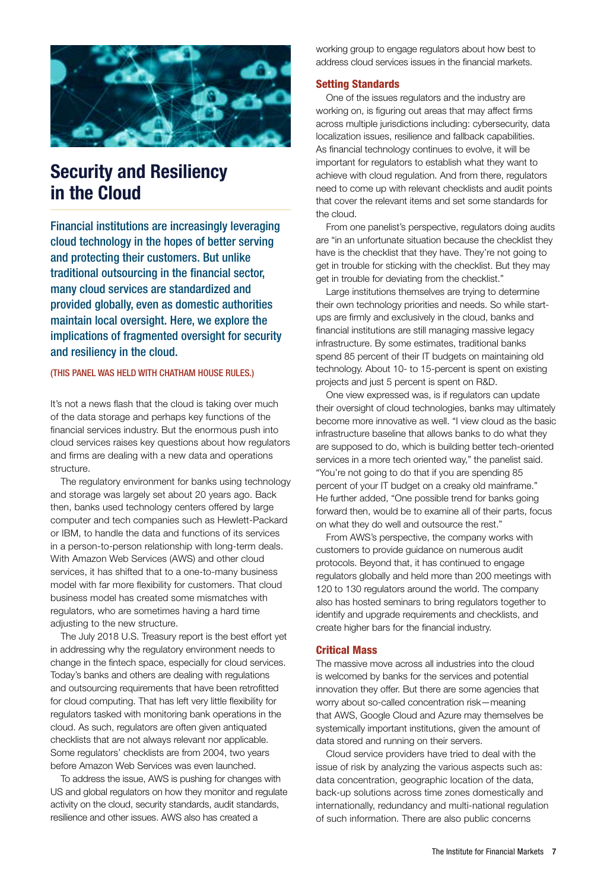# Security and Resiliency in the Cloud

**Financial institutions are increasingly leveraging cloud technology in the hopes of better serving and protecting their customers. But unlike traditional outsourcing in the financial sector, many cloud services are standardized and provided globally, even as domestic authorities maintain local oversight. Here, we explore the implications of fragmented oversight for security and resiliency in the cloud.**

(THIS PANEL WAS HELD WITH CHATHAM HOUSE RULES.)

It's not a news flash that the cloud is taking over much of the data storage and perhaps key functions of the financial services industry. But the enormous push into cloud services raises key questions about how regulators and firms are dealing with a new data and operations structure.

The regulatory environment for banks using technology and storage was largely set about 20 years ago. Back then, banks used technology centers offered by large computer and tech companies such as Hewlett-Packard or IBM, to handle the data and functions of its services in a person-to-person relationship with long-term deals. With Amazon Web Services (AWS) and other cloud services, it has shifted that to a one-to-many business model with far more flexibility for customers. That cloud business model has created some mismatches with regulators, who are sometimes having a hard time adjusting to the new structure.

The July 2018 U.S. Treasury report is the best effort yet in addressing why the regulatory environment needs to change in the fintech space, especially for cloud services. Today's banks and others are dealing with regulations and outsourcing requirements that have been retrofitted for cloud computing. That has left very little flexibility for regulators tasked with monitoring bank operations in the cloud. As such, regulators are often given antiquated checklists that are not always relevant nor applicable. Some regulators' checklists are from 2004, two years before Amazon Web Services was even launched.

To address the issue, AWS is pushing for changes with US and global regulators on how they monitor and regulate activity on the cloud, security standards, audit standards, resilience and other issues. AWS also has created a working group to engage regulators about how best to address cloud services issues in the financial markets.

## Setting Standards

One of the issues regulators and the industry are working on, is figuring out areas that may affect firms across multiple jurisdictions including: cybersecurity, data localization issues, resilience and fallback capabilities. As financial technology continues to evolve, it will be important for regulators to establish what they want to achieve with cloud regulation. And from there, regulators need to come up with relevant checklists and audit points that cover the relevant items and set some standards for the cloud.

From one panelist's perspective, regulators doing audits are "in an unfortunate situation because the checklist they have is the checklist that they have. They're not going to get in trouble for sticking with the checklist. But they may get in trouble for deviating from the checklist."

Large institutions themselves are trying to determine their own technology priorities and needs. So while start-ups are firmly and exclusively in the cloud, banks and financial institutions are still managing massive legacy infrastructure. By some estimates, traditional banks spend 85 percent of their IT budgets on maintaining old technology. About 10- to 15-percent is spent on existing projects and just 5 percent is spent on R&D.

One view expressed was, is if regulators can update their oversight of cloud technologies, banks may ultimately become more innovative as well. "I view cloud as the basic infrastructure baseline that allows banks to do what they are supposed to do, which is building better tech-oriented services in a more tech oriented way," the panelist said. "You're not going to do that if you are spending 85 percent of your IT budget on a creaky old mainframe." He further added, "One possible trend for banks going forward then, would be to examine all of their parts, focus on what they do well and outsource the rest."

From AWS's perspective, the company works with customers to provide guidance on numerous audit protocols. Beyond that, it has continued to engage regulators globally and held more than 200 meetings with 120 to 130 regulators around the world. The company also has hosted seminars to bring regulators together to identify and upgrade requirements and checklists, and create higher bars for the financial industry.

## Critical Mass

The massive move across all industries into the cloud is welcomed by banks for the services and potential innovation they offer. But there are some agencies that worry about so-called concentration risk—meaning that AWS, Google Cloud and Azure may themselves be systemically important institutions, given the amount of data stored and running on their servers.

Cloud service providers have tried to deal with the issue of risk by analyzing the various aspects such as: data concentration, geographic location of the data, back-up solutions across time zones domestically and internationally, redundancy and multi-national regulation of such information. There are also public concerns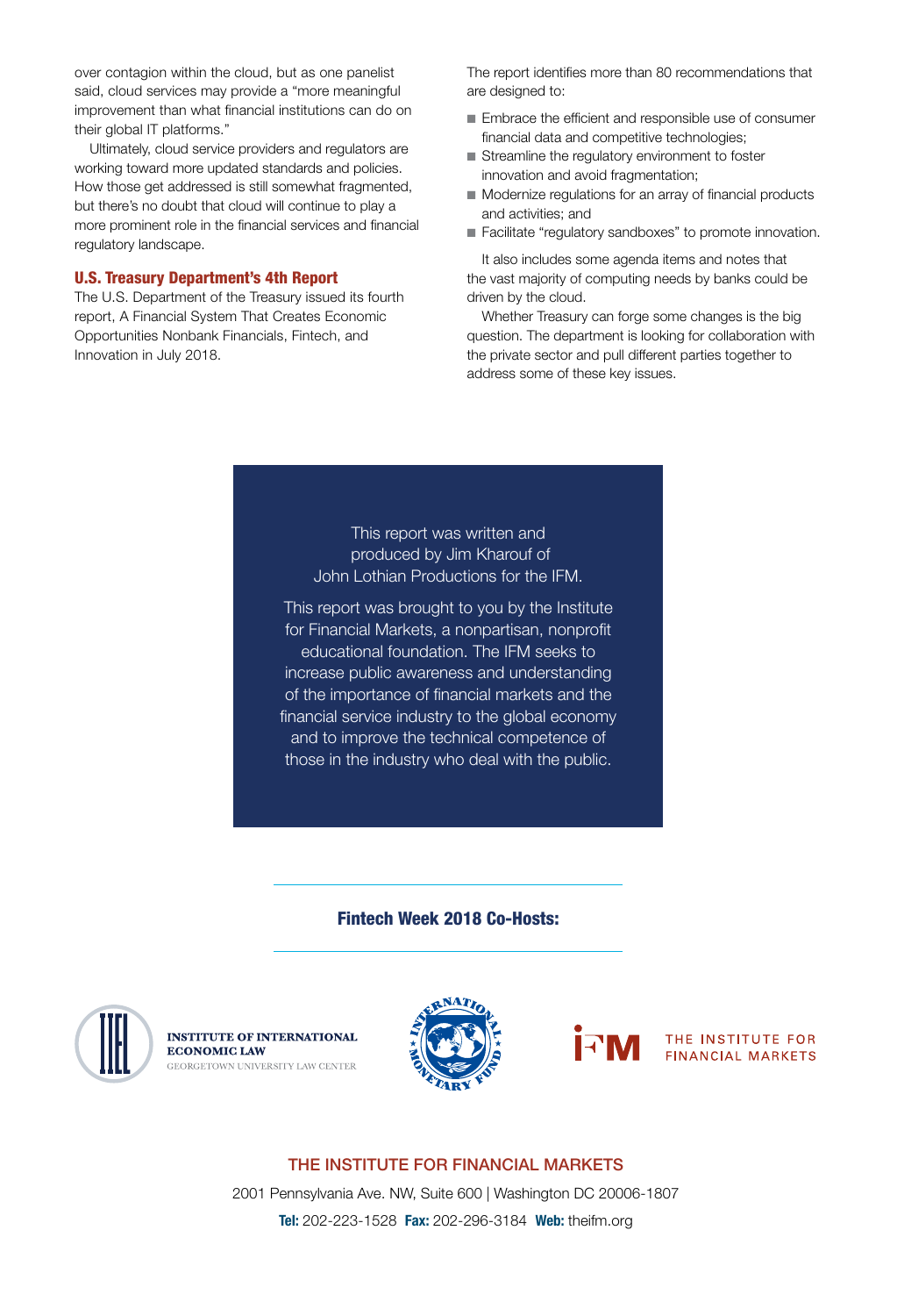over contagion within the cloud, but as one panelist said, cloud services may provide a "more meaningful improvement than what financial institutions can do on their global IT platforms."

Ultimately, cloud service providers and regulators are working toward more updated standards and policies. How those get addressed is still somewhat fragmented, but there's no doubt that cloud will continue to play a more prominent role in the financial services and financial regulatory landscape.

## U.S. Treasury Department's 4th Report

The U.S. Department of the Treasury issued its fourth report, A Financial System That Creates Economic Opportunities Nonbank Financials, Fintech, and Innovation in July 2018.

The report identifies more than 80 recommendations that are designed to:

- Embrace the efficient and responsible use of consumer financial data and competitive technologies;
- Streamline the regulatory environment to foster innovation and avoid fragmentation;
- Modernize regulations for an array of financial products and activities; and
- Facilitate "regulatory sandboxes" to promote innovation.

It also includes some agenda items and notes that the vast majority of computing needs by banks could be driven by the cloud.

Whether Treasury can forge some changes is the big question. The department is looking for collaboration with the private sector and pull different parties together to address some of these key issues.

This report was written and produced by Jim Kharouf of John Lothian Productions for the IFM.

This report was brought to you by the Institute for Financial Markets, a nonpartisan, nonprofit educational foundation. The IFM seeks to increase public awareness and understanding of the importance of financial markets and the financial service industry to the global economy and to improve the technical competence of those in the industry who deal with the public.

**Fintech Week 2018 Co-Hosts:**

INSTITUTE OF INTERNATIONAL ECONOMIC LAW
GEORGETOWN UNIVERSITY LAW CENTER

INTERNATIONAL MONETARY FUND

IFM THE INSTITUTE FOR FINANCIAL MARKETS

THE INSTITUTE FOR FINANCIAL MARKETS

2001 Pennsylvania Ave. NW, Suite 600 | Washington DC 20006-1807

**Tel:** 202-223-1528 **Fax:** 202-296-3184 **Web:** theifm.org